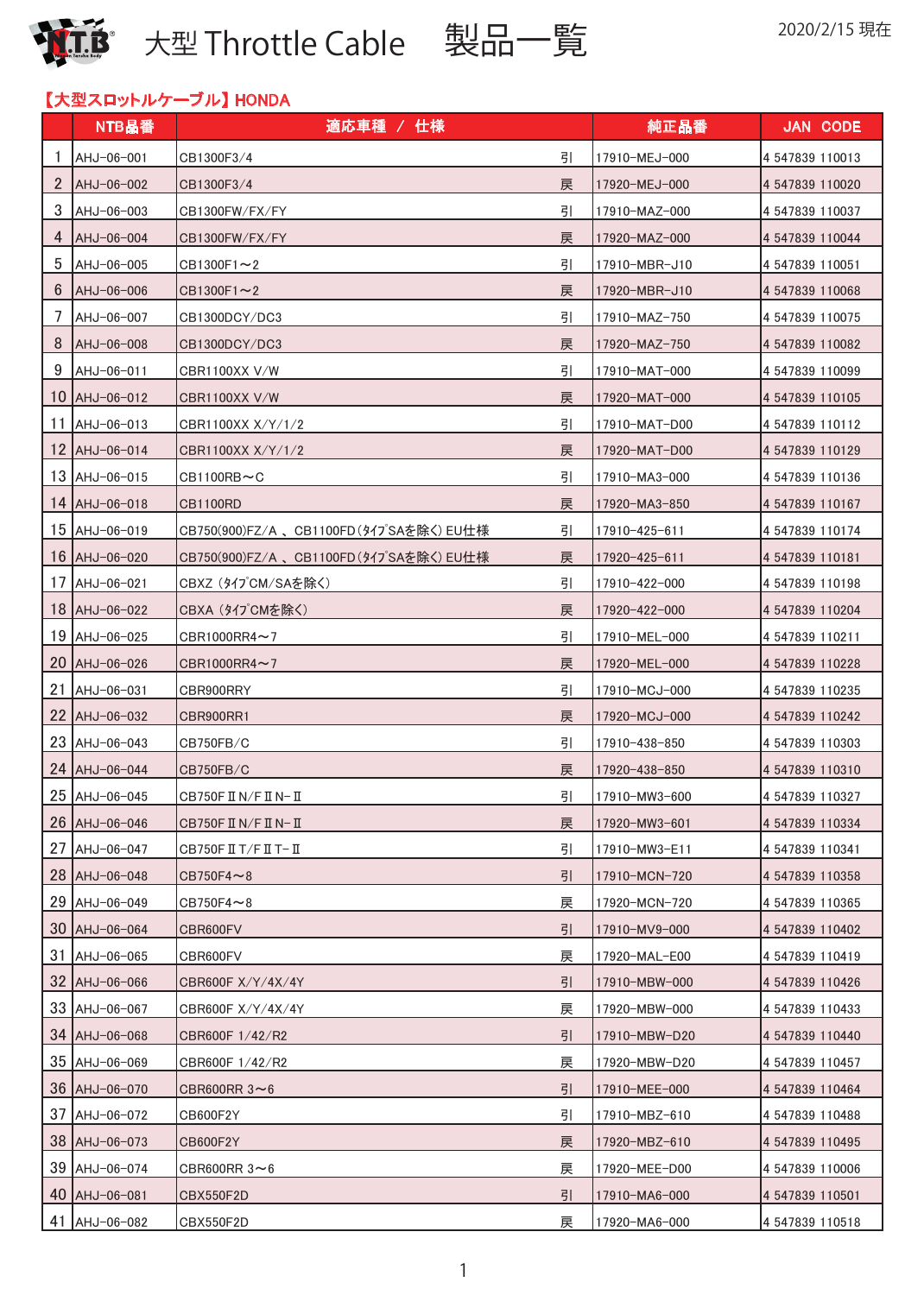# 大型 Throttle Cable　製品一覧

2020/2/15 現在

## 【大型スロットルケーブル】HONDA

| | NTB品番 | 適応車種 / 仕様 | | 純正品番 | JAN CODE |
|---|---|---|---|---|---|
| 1 | AHJ-06-001 | CB1300F3/4 | 引 | 17910-MEJ-000 | 4 547839 110013 |
| 2 | AHJ-06-002 | CB1300F3/4 | 戻 | 17920-MEJ-000 | 4 547839 110020 |
| 3 | AHJ-06-003 | CB1300FW/FX/FY | 引 | 17910-MAZ-000 | 4 547839 110037 |
| 4 | AHJ-06-004 | CB1300FW/FX/FY | 戻 | 17920-MAZ-000 | 4 547839 110044 |
| 5 | AHJ-06-005 | CB1300F1～2 | 引 | 17910-MBR-J10 | 4 547839 110051 |
| 6 | AHJ-06-006 | CB1300F1～2 | 戻 | 17920-MBR-J10 | 4 547839 110068 |
| 7 | AHJ-06-007 | CB1300DCY/DC3 | 引 | 17910-MAZ-750 | 4 547839 110075 |
| 8 | AHJ-06-008 | CB1300DCY/DC3 | 戻 | 17920-MAZ-750 | 4 547839 110082 |
| 9 | AHJ-06-011 | CBR1100XX V/W | 引 | 17910-MAT-000 | 4 547839 110099 |
| 10 | AHJ-06-012 | CBR1100XX V/W | 戻 | 17920-MAT-000 | 4 547839 110105 |
| 11 | AHJ-06-013 | CBR1100XX X/Y/1/2 | 引 | 17910-MAT-D00 | 4 547839 110112 |
| 12 | AHJ-06-014 | CBR1100XX X/Y/1/2 | 戻 | 17920-MAT-D00 | 4 547839 110129 |
| 13 | AHJ-06-015 | CB1100RB～C | 引 | 17910-MA3-000 | 4 547839 110136 |
| 14 | AHJ-06-018 | CB1100RD | 戻 | 17920-MA3-850 | 4 547839 110167 |
| 15 | AHJ-06-019 | CB750(900)FZ/A 、CB1100FD(ﾀｲﾌﾟSAを除く) EU仕様 | 引 | 17910-425-611 | 4 547839 110174 |
| 16 | AHJ-06-020 | CB750(900)FZ/A 、CB1100FD(ﾀｲﾌﾟSAを除く) EU仕様 | 戻 | 17920-425-611 | 4 547839 110181 |
| 17 | AHJ-06-021 | CBXZ (ﾀｲﾌﾟCM/SAを除く) | 引 | 17910-422-000 | 4 547839 110198 |
| 18 | AHJ-06-022 | CBXA (ﾀｲﾌﾟCMを除く) | 戻 | 17920-422-000 | 4 547839 110204 |
| 19 | AHJ-06-025 | CBR1000RR4～7 | 引 | 17910-MEL-000 | 4 547839 110211 |
| 20 | AHJ-06-026 | CBR1000RR4～7 | 戻 | 17920-MEL-000 | 4 547839 110228 |
| 21 | AHJ-06-031 | CBR900RRY | 引 | 17910-MCJ-000 | 4 547839 110235 |
| 22 | AHJ-06-032 | CBR900RR1 | 戻 | 17920-MCJ-000 | 4 547839 110242 |
| 23 | AHJ-06-043 | CB750FB/C | 引 | 17910-438-850 | 4 547839 110303 |
| 24 | AHJ-06-044 | CB750FB/C | 戻 | 17920-438-850 | 4 547839 110310 |
| 25 | AHJ-06-045 | CB750FⅡN/FⅡN-Ⅱ | 引 | 17910-MW3-600 | 4 547839 110327 |
| 26 | AHJ-06-046 | CB750FⅡN/FⅡN-Ⅱ | 戻 | 17920-MW3-601 | 4 547839 110334 |
| 27 | AHJ-06-047 | CB750FⅡT/FⅡT-Ⅱ | 引 | 17910-MW3-E11 | 4 547839 110341 |
| 28 | AHJ-06-048 | CB750F4～8 | 引 | 17910-MCN-720 | 4 547839 110358 |
| 29 | AHJ-06-049 | CB750F4～8 | 戻 | 17920-MCN-720 | 4 547839 110365 |
| 30 | AHJ-06-064 | CBR600FV | 引 | 17910-MV9-000 | 4 547839 110402 |
| 31 | AHJ-06-065 | CBR600FV | 戻 | 17920-MAL-E00 | 4 547839 110419 |
| 32 | AHJ-06-066 | CBR600F X/Y/4X/4Y | 引 | 17910-MBW-000 | 4 547839 110426 |
| 33 | AHJ-06-067 | CBR600F X/Y/4X/4Y | 戻 | 17920-MBW-000 | 4 547839 110433 |
| 34 | AHJ-06-068 | CBR600F 1/42/R2 | 引 | 17910-MBW-D20 | 4 547839 110440 |
| 35 | AHJ-06-069 | CBR600F 1/42/R2 | 戻 | 17920-MBW-D20 | 4 547839 110457 |
| 36 | AHJ-06-070 | CBR600RR 3～6 | 引 | 17910-MEE-000 | 4 547839 110464 |
| 37 | AHJ-06-072 | CB600F2Y | 引 | 17910-MBZ-610 | 4 547839 110488 |
| 38 | AHJ-06-073 | CB600F2Y | 戻 | 17920-MBZ-610 | 4 547839 110495 |
| 39 | AHJ-06-074 | CBR600RR 3～6 | 戻 | 17920-MEE-D00 | 4 547839 110006 |
| 40 | AHJ-06-081 | CBX550F2D | 引 | 17910-MA6-000 | 4 547839 110501 |
| 41 | AHJ-06-082 | CBX550F2D | 戻 | 17920-MA6-000 | 4 547839 110518 |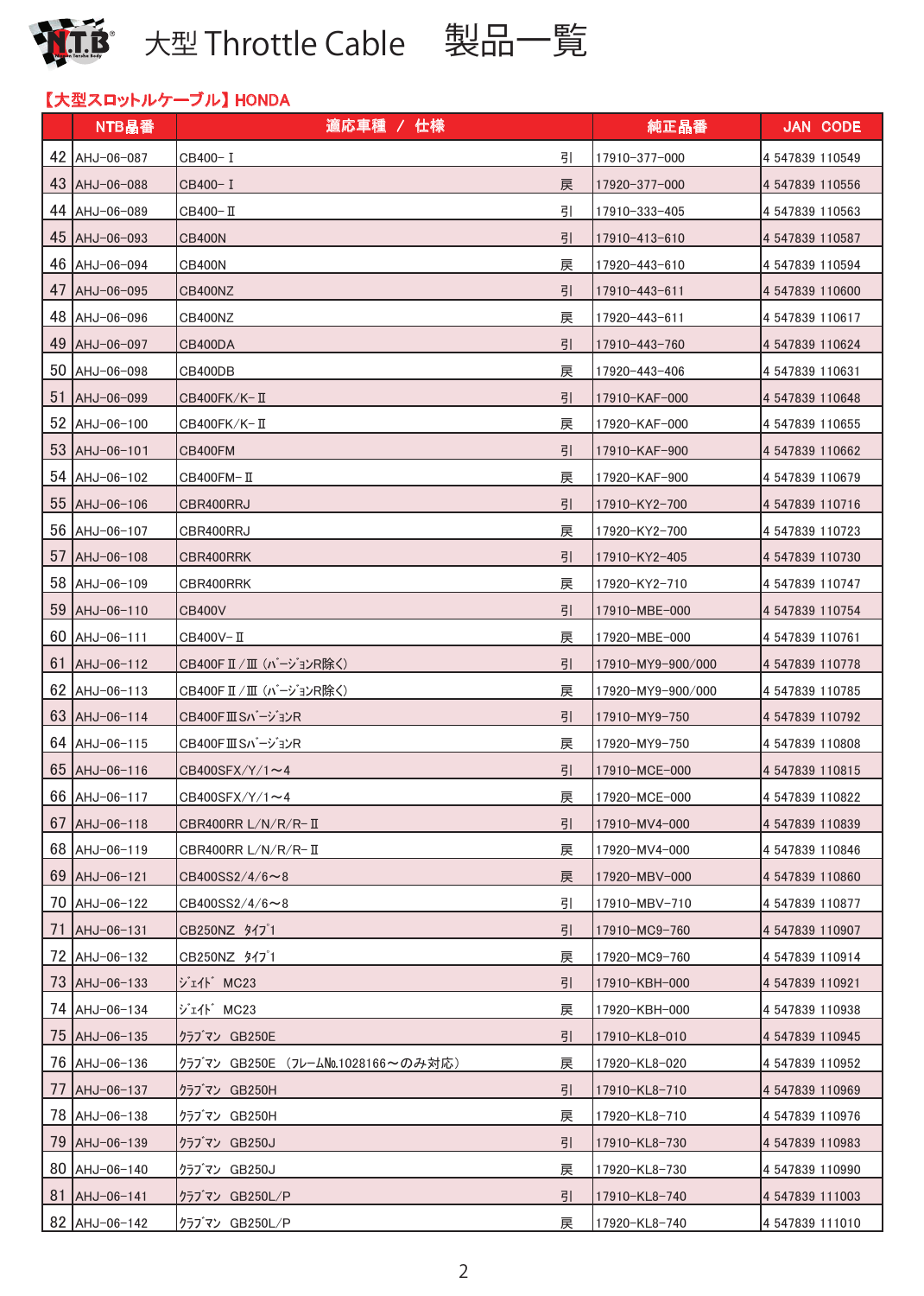# 大型 Throttle Cable　製品一覧

**【大型スロットルケーブル】HONDA**

| | NTB品番 | 適応車種 / 仕様 | | 純正品番 | JAN CODE |
|---|---|---|---|---|---|
| 42 | AHJ-06-087 | CB400-Ⅰ | 引 | 17910-377-000 | 4 547839 110549 |
| 43 | AHJ-06-088 | CB400-Ⅰ | 戻 | 17920-377-000 | 4 547839 110556 |
| 44 | AHJ-06-089 | CB400-Ⅱ | 引 | 17910-333-405 | 4 547839 110563 |
| 45 | AHJ-06-093 | CB400N | 引 | 17910-413-610 | 4 547839 110587 |
| 46 | AHJ-06-094 | CB400N | 戻 | 17920-443-610 | 4 547839 110594 |
| 47 | AHJ-06-095 | CB400NZ | 引 | 17910-443-611 | 4 547839 110600 |
| 48 | AHJ-06-096 | CB400NZ | 戻 | 17920-443-611 | 4 547839 110617 |
| 49 | AHJ-06-097 | CB400DA | 引 | 17910-443-760 | 4 547839 110624 |
| 50 | AHJ-06-098 | CB400DB | 戻 | 17920-443-406 | 4 547839 110631 |
| 51 | AHJ-06-099 | CB400FK/K-Ⅱ | 引 | 17910-KAF-000 | 4 547839 110648 |
| 52 | AHJ-06-100 | CB400FK/K-Ⅱ | 戻 | 17920-KAF-000 | 4 547839 110655 |
| 53 | AHJ-06-101 | CB400FM | 引 | 17910-KAF-900 | 4 547839 110662 |
| 54 | AHJ-06-102 | CB400FM-Ⅱ | 戻 | 17920-KAF-900 | 4 547839 110679 |
| 55 | AHJ-06-106 | CBR400RRJ | 引 | 17910-KY2-700 | 4 547839 110716 |
| 56 | AHJ-06-107 | CBR400RRJ | 戻 | 17920-KY2-700 | 4 547839 110723 |
| 57 | AHJ-06-108 | CBR400RRK | 引 | 17910-KY2-405 | 4 547839 110730 |
| 58 | AHJ-06-109 | CBR400RRK | 戻 | 17920-KY2-710 | 4 547839 110747 |
| 59 | AHJ-06-110 | CB400V | 引 | 17910-MBE-000 | 4 547839 110754 |
| 60 | AHJ-06-111 | CB400V-Ⅱ | 戻 | 17920-MBE-000 | 4 547839 110761 |
| 61 | AHJ-06-112 | CB400FⅡ/Ⅲ (ﾊﾞｰｼﾞｮﾝR除く) | 引 | 17910-MY9-900/000 | 4 547839 110778 |
| 62 | AHJ-06-113 | CB400FⅡ/Ⅲ (ﾊﾞｰｼﾞｮﾝR除く) | 戻 | 17920-MY9-900/000 | 4 547839 110785 |
| 63 | AHJ-06-114 | CB400FⅢSﾊﾞｰｼﾞｮﾝR | 引 | 17910-MY9-750 | 4 547839 110792 |
| 64 | AHJ-06-115 | CB400FⅢSﾊﾞｰｼﾞｮﾝR | 戻 | 17920-MY9-750 | 4 547839 110808 |
| 65 | AHJ-06-116 | CB400SFX/Y/1～4 | 引 | 17910-MCE-000 | 4 547839 110815 |
| 66 | AHJ-06-117 | CB400SFX/Y/1～4 | 戻 | 17920-MCE-000 | 4 547839 110822 |
| 67 | AHJ-06-118 | CBR400RR L/N/R/R-Ⅱ | 引 | 17910-MV4-000 | 4 547839 110839 |
| 68 | AHJ-06-119 | CBR400RR L/N/R/R-Ⅱ | 戻 | 17920-MV4-000 | 4 547839 110846 |
| 69 | AHJ-06-121 | CB400SS2/4/6～8 | 戻 | 17920-MBV-000 | 4 547839 110860 |
| 70 | AHJ-06-122 | CB400SS2/4/6～8 | 引 | 17910-MBV-710 | 4 547839 110877 |
| 71 | AHJ-06-131 | CB250NZ ﾀｲﾌﾟ1 | 引 | 17910-MC9-760 | 4 547839 110907 |
| 72 | AHJ-06-132 | CB250NZ ﾀｲﾌﾟ1 | 戻 | 17920-MC9-760 | 4 547839 110914 |
| 73 | AHJ-06-133 | ｼﾞｪｲﾄﾞ MC23 | 引 | 17910-KBH-000 | 4 547839 110921 |
| 74 | AHJ-06-134 | ｼﾞｪｲﾄﾞ MC23 | 戻 | 17920-KBH-000 | 4 547839 110938 |
| 75 | AHJ-06-135 | ｸﾗﾌﾞﾏﾝ GB250E | 引 | 17910-KL8-010 | 4 547839 110945 |
| 76 | AHJ-06-136 | ｸﾗﾌﾞﾏﾝ GB250E (ﾌﾚｰﾑNo.1028166～のみ対応) | 戻 | 17920-KL8-020 | 4 547839 110952 |
| 77 | AHJ-06-137 | ｸﾗﾌﾞﾏﾝ GB250H | 引 | 17910-KL8-710 | 4 547839 110969 |
| 78 | AHJ-06-138 | ｸﾗﾌﾞﾏﾝ GB250H | 戻 | 17920-KL8-710 | 4 547839 110976 |
| 79 | AHJ-06-139 | ｸﾗﾌﾞﾏﾝ GB250J | 引 | 17910-KL8-730 | 4 547839 110983 |
| 80 | AHJ-06-140 | ｸﾗﾌﾞﾏﾝ GB250J | 戻 | 17920-KL8-730 | 4 547839 110990 |
| 81 | AHJ-06-141 | ｸﾗﾌﾞﾏﾝ GB250L/P | 引 | 17910-KL8-740 | 4 547839 111003 |
| 82 | AHJ-06-142 | ｸﾗﾌﾞﾏﾝ GB250L/P | 戻 | 17920-KL8-740 | 4 547839 111010 |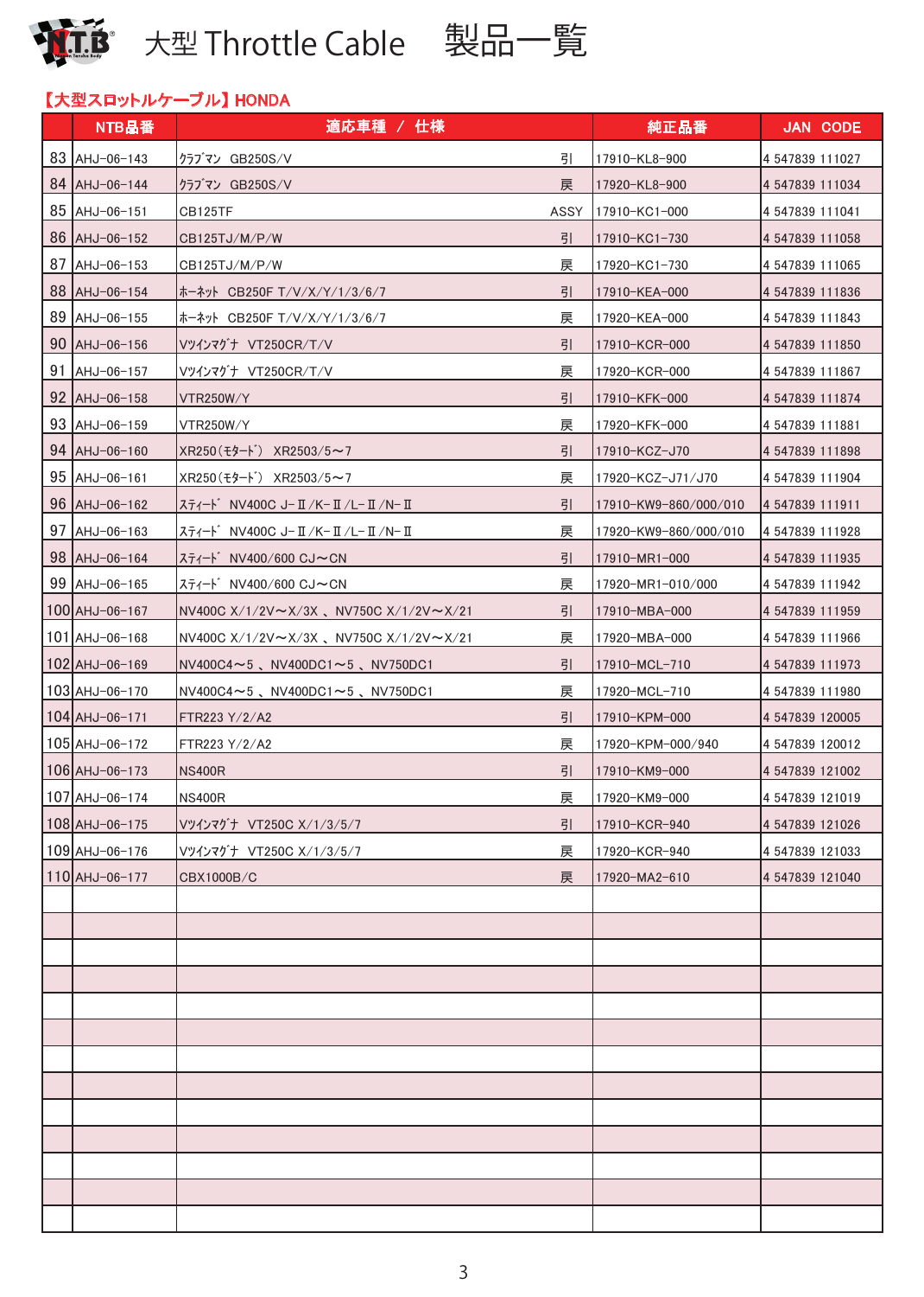# 大型 Throttle Cable 製品一覧

## 【大型スロットルケーブル】HONDA

| | NTB品番 | 適応車種 / 仕様 | | 純正品番 | JAN CODE |
|---|---|---|---|---|---|
| 83 | AHJ-06-143 | ｸﾗﾌﾞﾏﾝ GB250S/V | 引 | 17910-KL8-900 | 4 547839 111027 |
| 84 | AHJ-06-144 | ｸﾗﾌﾞﾏﾝ GB250S/V | 戻 | 17920-KL8-900 | 4 547839 111034 |
| 85 | AHJ-06-151 | CB125TF | ASSY | 17910-KC1-000 | 4 547839 111041 |
| 86 | AHJ-06-152 | CB125TJ/M/P/W | 引 | 17910-KC1-730 | 4 547839 111058 |
| 87 | AHJ-06-153 | CB125TJ/M/P/W | 戻 | 17920-KC1-730 | 4 547839 111065 |
| 88 | AHJ-06-154 | ﾎｰﾈｯﾄ CB250F T/V/X/Y/1/3/6/7 | 引 | 17910-KEA-000 | 4 547839 111836 |
| 89 | AHJ-06-155 | ﾎｰﾈｯﾄ CB250F T/V/X/Y/1/3/6/7 | 戻 | 17920-KEA-000 | 4 547839 111843 |
| 90 | AHJ-06-156 | Vﾂｲﾝﾏｸﾞﾅ VT250CR/T/V | 引 | 17910-KCR-000 | 4 547839 111850 |
| 91 | AHJ-06-157 | Vﾂｲﾝﾏｸﾞﾅ VT250CR/T/V | 戻 | 17920-KCR-000 | 4 547839 111867 |
| 92 | AHJ-06-158 | VTR250W/Y | 引 | 17910-KFK-000 | 4 547839 111874 |
| 93 | AHJ-06-159 | VTR250W/Y | 戻 | 17920-KFK-000 | 4 547839 111881 |
| 94 | AHJ-06-160 | XR250(ﾓﾀｰﾄﾞ) XR2503/5〜7 | 引 | 17910-KCZ-J70 | 4 547839 111898 |
| 95 | AHJ-06-161 | XR250(ﾓﾀｰﾄﾞ) XR2503/5〜7 | 戻 | 17920-KCZ-J71/J70 | 4 547839 111904 |
| 96 | AHJ-06-162 | ｽﾃｨｰﾄﾞ NV400C J-Ⅱ/K-Ⅱ/L-Ⅱ/N-Ⅱ | 引 | 17910-KW9-860/000/010 | 4 547839 111911 |
| 97 | AHJ-06-163 | ｽﾃｨｰﾄﾞ NV400C J-Ⅱ/K-Ⅱ/L-Ⅱ/N-Ⅱ | 戻 | 17920-KW9-860/000/010 | 4 547839 111928 |
| 98 | AHJ-06-164 | ｽﾃｨｰﾄﾞ NV400/600 CJ〜CN | 引 | 17910-MR1-000 | 4 547839 111935 |
| 99 | AHJ-06-165 | ｽﾃｨｰﾄﾞ NV400/600 CJ〜CN | 戻 | 17920-MR1-010/000 | 4 547839 111942 |
| 100 | AHJ-06-167 | NV400C X/1/2V〜X/3X 、NV750C X/1/2V〜X/21 | 引 | 17910-MBA-000 | 4 547839 111959 |
| 101 | AHJ-06-168 | NV400C X/1/2V〜X/3X 、NV750C X/1/2V〜X/21 | 戻 | 17920-MBA-000 | 4 547839 111966 |
| 102 | AHJ-06-169 | NV400C4〜5 、NV400DC1〜5 、NV750DC1 | 引 | 17910-MCL-710 | 4 547839 111973 |
| 103 | AHJ-06-170 | NV400C4〜5 、NV400DC1〜5 、NV750DC1 | 戻 | 17920-MCL-710 | 4 547839 111980 |
| 104 | AHJ-06-171 | FTR223 Y/2/A2 | 引 | 17910-KPM-000 | 4 547839 120005 |
| 105 | AHJ-06-172 | FTR223 Y/2/A2 | 戻 | 17920-KPM-000/940 | 4 547839 120012 |
| 106 | AHJ-06-173 | NS400R | 引 | 17910-KM9-000 | 4 547839 121002 |
| 107 | AHJ-06-174 | NS400R | 戻 | 17920-KM9-000 | 4 547839 121019 |
| 108 | AHJ-06-175 | Vﾂｲﾝﾏｸﾞﾅ VT250C X/1/3/5/7 | 引 | 17910-KCR-940 | 4 547839 121026 |
| 109 | AHJ-06-176 | Vﾂｲﾝﾏｸﾞﾅ VT250C X/1/3/5/7 | 戻 | 17920-KCR-940 | 4 547839 121033 |
| 110 | AHJ-06-177 | CBX1000B/C | 戻 | 17920-MA2-610 | 4 547839 121040 |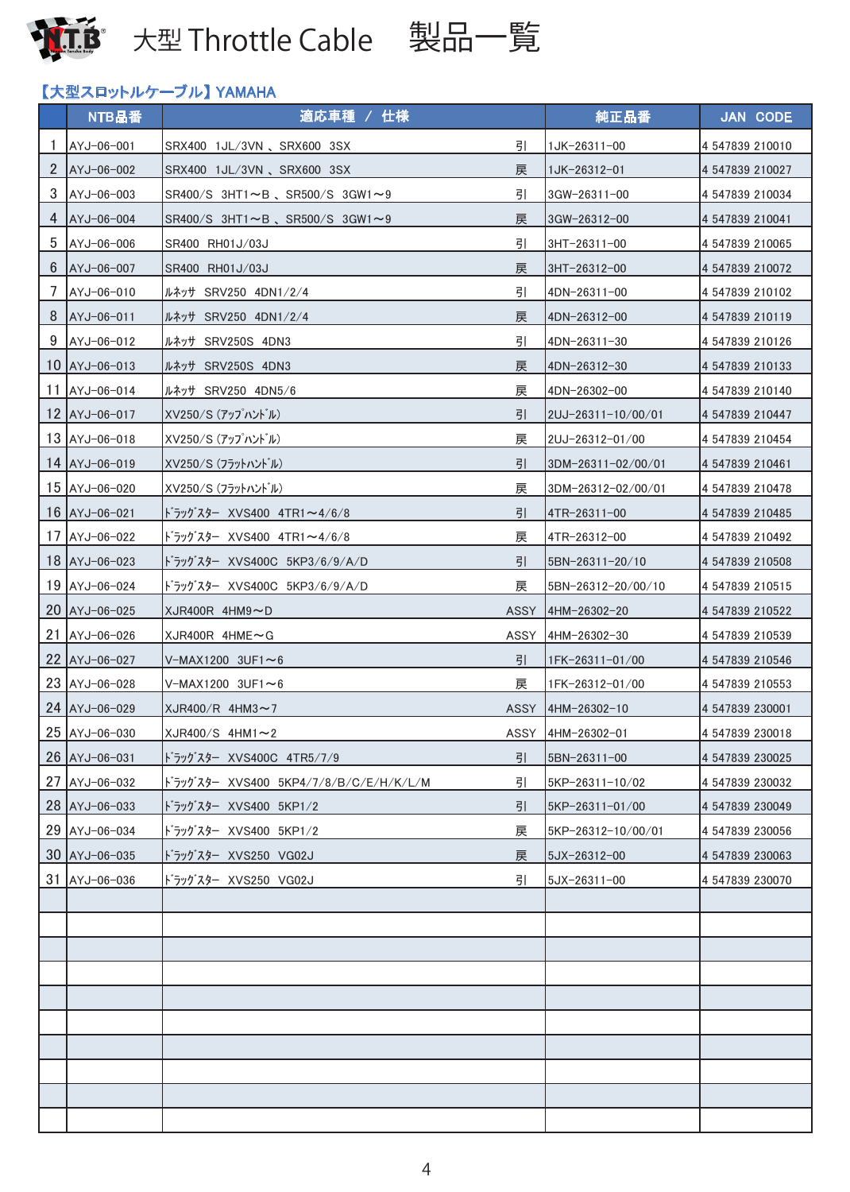# 大型 Throttle Cable　製品一覧

## 【大型スロットルケーブル】YAMAHA

| | NTB品番 | 適応車種 / 仕様 | | 純正品番 | JAN CODE |
|---|---|---|---|---|---|
| 1 | AYJ-06-001 | SRX400 1JL/3VN 、SRX600 3SX | 引 | 1JK-26311-00 | 4 547839 210010 |
| 2 | AYJ-06-002 | SRX400 1JL/3VN 、SRX600 3SX | 戻 | 1JK-26312-01 | 4 547839 210027 |
| 3 | AYJ-06-003 | SR400/S 3HT1～B 、SR500/S 3GW1～9 | 引 | 3GW-26311-00 | 4 547839 210034 |
| 4 | AYJ-06-004 | SR400/S 3HT1～B 、SR500/S 3GW1～9 | 戻 | 3GW-26312-00 | 4 547839 210041 |
| 5 | AYJ-06-006 | SR400 RH01J/03J | 引 | 3HT-26311-00 | 4 547839 210065 |
| 6 | AYJ-06-007 | SR400 RH01J/03J | 戻 | 3HT-26312-00 | 4 547839 210072 |
| 7 | AYJ-06-010 | ﾙﾈｯｻ SRV250 4DN1/2/4 | 引 | 4DN-26311-00 | 4 547839 210102 |
| 8 | AYJ-06-011 | ﾙﾈｯｻ SRV250 4DN1/2/4 | 戻 | 4DN-26312-00 | 4 547839 210119 |
| 9 | AYJ-06-012 | ﾙﾈｯｻ SRV250S 4DN3 | 引 | 4DN-26311-30 | 4 547839 210126 |
| 10 | AYJ-06-013 | ﾙﾈｯｻ SRV250S 4DN3 | 戻 | 4DN-26312-30 | 4 547839 210133 |
| 11 | AYJ-06-014 | ﾙﾈｯｻ SRV250 4DN5/6 | 戻 | 4DN-26302-00 | 4 547839 210140 |
| 12 | AYJ-06-017 | XV250/S (ｱｯﾌﾟﾊﾝﾄﾞﾙ) | 引 | 2UJ-26311-10/00/01 | 4 547839 210447 |
| 13 | AYJ-06-018 | XV250/S (ｱｯﾌﾟﾊﾝﾄﾞﾙ) | 戻 | 2UJ-26312-01/00 | 4 547839 210454 |
| 14 | AYJ-06-019 | XV250/S (ﾌﾗｯﾄﾊﾝﾄﾞﾙ) | 引 | 3DM-26311-02/00/01 | 4 547839 210461 |
| 15 | AYJ-06-020 | XV250/S (ﾌﾗｯﾄﾊﾝﾄﾞﾙ) | 戻 | 3DM-26312-02/00/01 | 4 547839 210478 |
| 16 | AYJ-06-021 | ﾄﾞﾗｯｸﾞｽﾀｰ XVS400 4TR1～4/6/8 | 引 | 4TR-26311-00 | 4 547839 210485 |
| 17 | AYJ-06-022 | ﾄﾞﾗｯｸﾞｽﾀｰ XVS400 4TR1～4/6/8 | 戻 | 4TR-26312-00 | 4 547839 210492 |
| 18 | AYJ-06-023 | ﾄﾞﾗｯｸﾞｽﾀｰ XVS400C 5KP3/6/9/A/D | 引 | 5BN-26311-20/10 | 4 547839 210508 |
| 19 | AYJ-06-024 | ﾄﾞﾗｯｸﾞｽﾀｰ XVS400C 5KP3/6/9/A/D | 戻 | 5BN-26312-20/00/10 | 4 547839 210515 |
| 20 | AYJ-06-025 | XJR400R 4HM9～D | ASSY | 4HM-26302-20 | 4 547839 210522 |
| 21 | AYJ-06-026 | XJR400R 4HME～G | ASSY | 4HM-26302-30 | 4 547839 210539 |
| 22 | AYJ-06-027 | V-MAX1200 3UF1～6 | 引 | 1FK-26311-01/00 | 4 547839 210546 |
| 23 | AYJ-06-028 | V-MAX1200 3UF1～6 | 戻 | 1FK-26312-01/00 | 4 547839 210553 |
| 24 | AYJ-06-029 | XJR400/R 4HM3～7 | ASSY | 4HM-26302-10 | 4 547839 230001 |
| 25 | AYJ-06-030 | XJR400/S 4HM1～2 | ASSY | 4HM-26302-01 | 4 547839 230018 |
| 26 | AYJ-06-031 | ﾄﾞﾗｯｸﾞｽﾀｰ XVS400C 4TR5/7/9 | 引 | 5BN-26311-00 | 4 547839 230025 |
| 27 | AYJ-06-032 | ﾄﾞﾗｯｸﾞｽﾀｰ XVS400 5KP4/7/8/B/C/E/H/K/L/M | 引 | 5KP-26311-10/02 | 4 547839 230032 |
| 28 | AYJ-06-033 | ﾄﾞﾗｯｸﾞｽﾀｰ XVS400 5KP1/2 | 引 | 5KP-26311-01/00 | 4 547839 230049 |
| 29 | AYJ-06-034 | ﾄﾞﾗｯｸﾞｽﾀｰ XVS400 5KP1/2 | 戻 | 5KP-26312-10/00/01 | 4 547839 230056 |
| 30 | AYJ-06-035 | ﾄﾞﾗｯｸﾞｽﾀｰ XVS250 VG02J | 戻 | 5JX-26312-00 | 4 547839 230063 |
| 31 | AYJ-06-036 | ﾄﾞﾗｯｸﾞｽﾀｰ XVS250 VG02J | 引 | 5JX-26311-00 | 4 547839 230070 |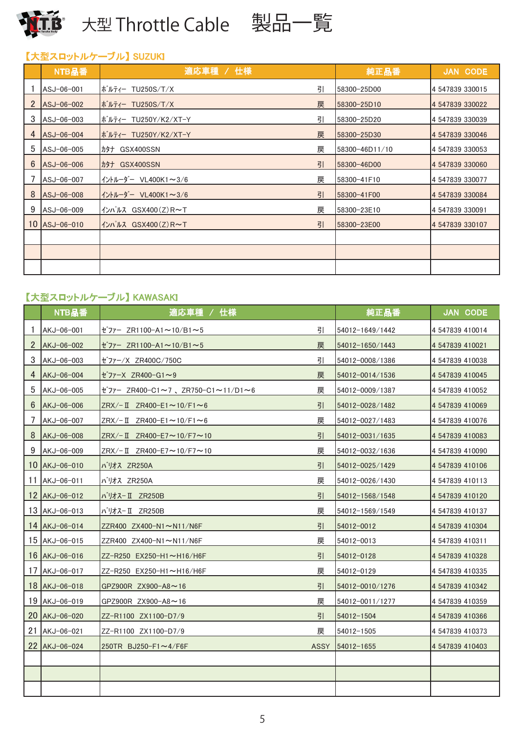# 大型 Throttle Cable　製品一覧

## 【大型スロットルケーブル】SUZUKI

| | NTB品番 | 適応車種 / 仕様 | | 純正品番 | JAN CODE |
|---|---|---|---|---|---|
| 1 | ASJ-06-001 | ﾎﾞﾙﾃｨｰ　TU250S/T/X | 引 | 58300-25D00 | 4 547839 330015 |
| 2 | ASJ-06-002 | ﾎﾞﾙﾃｨｰ　TU250S/T/X | 戻 | 58300-25D10 | 4 547839 330022 |
| 3 | ASJ-06-003 | ﾎﾞﾙﾃｨｰ　TU250Y/K2/XT-Y | 引 | 58300-25D20 | 4 547839 330039 |
| 4 | ASJ-06-004 | ﾎﾞﾙﾃｨｰ　TU250Y/K2/XT-Y | 戻 | 58300-25D30 | 4 547839 330046 |
| 5 | ASJ-06-005 | ｶﾀﾅ　GSX400SSN | 戻 | 58300-46D11/10 | 4 547839 330053 |
| 6 | ASJ-06-006 | ｶﾀﾅ　GSX400SSN | 引 | 58300-46D00 | 4 547839 330060 |
| 7 | ASJ-06-007 | ｲﾝﾄﾙｰﾀﾞｰ　VL400K1～3/6 | 戻 | 58300-41F10 | 4 547839 330077 |
| 8 | ASJ-06-008 | ｲﾝﾄﾙｰﾀﾞｰ　VL400K1～3/6 | 引 | 58300-41F00 | 4 547839 330084 |
| 9 | ASJ-06-009 | ｲﾝﾊﾟﾙｽ　GSX400(Z)R～T | 戻 | 58300-23E10 | 4 547839 330091 |
| 10 | ASJ-06-010 | ｲﾝﾊﾟﾙｽ　GSX400(Z)R～T | 引 | 58300-23E00 | 4 547839 330107 |
| | | | | | |
| | | | | | |
| | | | | | |

## 【大型スロットルケーブル】KAWASAKI

| | NTB品番 | 適応車種 / 仕様 | | 純正品番 | JAN CODE |
|---|---|---|---|---|---|
| 1 | AKJ-06-001 | ｾﾞﾌｧｰ　ZR1100-A1～10/B1～5 | 引 | 54012-1649/1442 | 4 547839 410014 |
| 2 | AKJ-06-002 | ｾﾞﾌｧｰ　ZR1100-A1～10/B1～5 | 戻 | 54012-1650/1443 | 4 547839 410021 |
| 3 | AKJ-06-003 | ｾﾞﾌｧｰ/X　ZR400C/750C | 引 | 54012-0008/1386 | 4 547839 410038 |
| 4 | AKJ-06-004 | ｾﾞﾌｧｰX　ZR400-G1～9 | 戻 | 54012-0014/1536 | 4 547839 410045 |
| 5 | AKJ-06-005 | ｾﾞﾌｧｰ　ZR400-C1～7 、ZR750-C1～11/D1～6 | 戻 | 54012-0009/1387 | 4 547839 410052 |
| 6 | AKJ-06-006 | ZRX/-Ⅱ　ZR400-E1～10/F1～6 | 引 | 54012-0028/1482 | 4 547839 410069 |
| 7 | AKJ-06-007 | ZRX/-Ⅱ　ZR400-E1～10/F1～6 | 戻 | 54012-0027/1483 | 4 547839 410076 |
| 8 | AKJ-06-008 | ZRX/-Ⅱ　ZR400-E7～10/F7～10 | 引 | 54012-0031/1635 | 4 547839 410083 |
| 9 | AKJ-06-009 | ZRX/-Ⅱ　ZR400-E7～10/F7～10 | 戻 | 54012-0032/1636 | 4 547839 410090 |
| 10 | AKJ-06-010 | ﾊﾞﾘｵｽ　ZR250A | 引 | 54012-0025/1429 | 4 547839 410106 |
| 11 | AKJ-06-011 | ﾊﾞﾘｵｽ　ZR250A | 戻 | 54012-0026/1430 | 4 547839 410113 |
| 12 | AKJ-06-012 | ﾊﾞﾘｵｽ-Ⅱ　ZR250B | 引 | 54012-1568/1548 | 4 547839 410120 |
| 13 | AKJ-06-013 | ﾊﾞﾘｵｽ-Ⅱ　ZR250B | 戻 | 54012-1569/1549 | 4 547839 410137 |
| 14 | AKJ-06-014 | ZZR400　ZX400-N1～N11/N6F | 引 | 54012-0012 | 4 547839 410304 |
| 15 | AKJ-06-015 | ZZR400　ZX400-N1～N11/N6F | 戻 | 54012-0013 | 4 547839 410311 |
| 16 | AKJ-06-016 | ZZ-R250　EX250-H1～H16/H6F | 引 | 54012-0128 | 4 547839 410328 |
| 17 | AKJ-06-017 | ZZ-R250　EX250-H1～H16/H6F | 戻 | 54012-0129 | 4 547839 410335 |
| 18 | AKJ-06-018 | GPZ900R　ZX900-A8～16 | 引 | 54012-0010/1276 | 4 547839 410342 |
| 19 | AKJ-06-019 | GPZ900R　ZX900-A8～16 | 戻 | 54012-0011/1277 | 4 547839 410359 |
| 20 | AKJ-06-020 | ZZ-R1100　ZX1100-D7/9 | 引 | 54012-1504 | 4 547839 410366 |
| 21 | AKJ-06-021 | ZZ-R1100　ZX1100-D7/9 | 戻 | 54012-1505 | 4 547839 410373 |
| 22 | AKJ-06-024 | 250TR　BJ250-F1～4/F6F | ASSY | 54012-1655 | 4 547839 410403 |
| | | | | | |
| | | | | | |
| | | | | | |